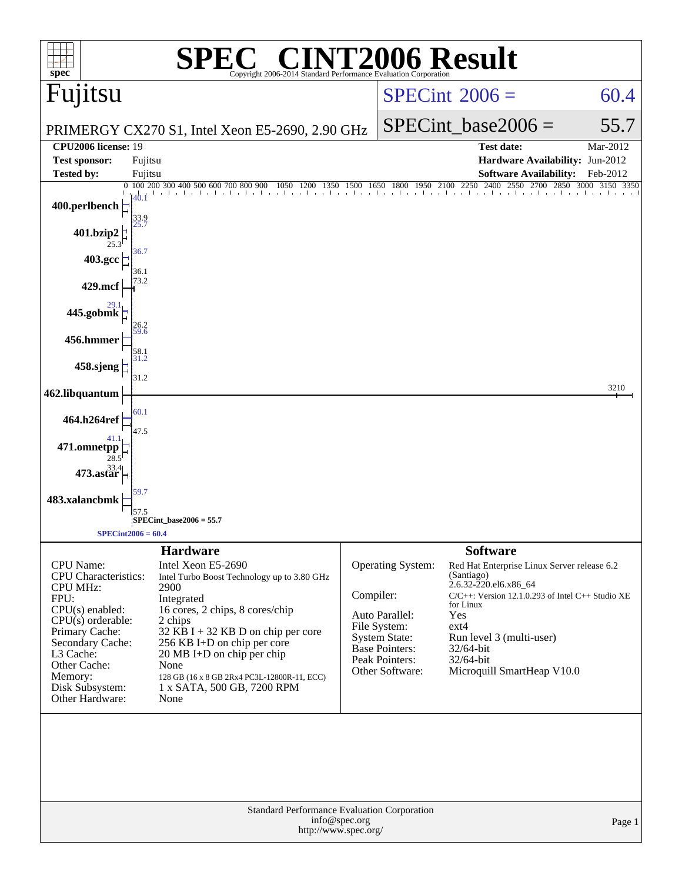# SPEC® CINT2006 Result

Copyright 2006-2014 Standard Performance Evaluation Corporation

## Fujitsu

PRIMERGY CX270 S1, Intel Xeon E5-2690, 2.90 GHz

SPECint_2006 = 60.4

SPECint_base2006 = 55.7

| | | | |
|---|---|---|---|
| **CPU2006 license:** 19 | | **Test date:** | Mar-2012 |
| **Test sponsor:** | Fujitsu | **Hardware Availability:** | Jun-2012 |
| **Tested by:** | Fujitsu | **Software Availability:** | Feb-2012 |

| Benchmark | Peak | Base |
|---|---|---|
| 400.perlbench | 40.1 | 33.9 |
| 401.bzip2 | 25.7 | 25.3 |
| 403.gcc | 36.7 | 36.1 |
| 429.mcf | 73.2 | |
| 445.gobmk | 29.1 | 26.2 |
| 456.hmmer | 59.6 | 58.1 |
| 458.sjeng | 31.2 | 31.2 |
| 462.libquantum | 3210 | |
| 464.h264ref | 60.1 | 47.5 |
| 471.omnetpp | 41.1 | 28.5 |
| 473.astar | 33.4 | |
| 483.xalancbmk | 59.7 | 57.5 |

SPECint_base2006 = 55.7

SPECint2006 = 60.4

### Hardware

| | |
|---|---|
| CPU Name: | Intel Xeon E5-2690 |
| CPU Characteristics: | Intel Turbo Boost Technology up to 3.80 GHz |
| CPU MHz: | 2900 |
| FPU: | Integrated |
| CPU(s) enabled: | 16 cores, 2 chips, 8 cores/chip |
| CPU(s) orderable: | 2 chips |
| Primary Cache: | 32 KB I + 32 KB D on chip per core |
| Secondary Cache: | 256 KB I+D on chip per core |
| L3 Cache: | 20 MB I+D on chip per chip |
| Other Cache: | None |
| Memory: | 128 GB (16 x 8 GB 2Rx4 PC3L-12800R-11, ECC) |
| Disk Subsystem: | 1 x SATA, 500 GB, 7200 RPM |
| Other Hardware: | None |

### Software

| | |
|---|---|
| Operating System: | Red Hat Enterprise Linux Server release 6.2 (Santiago) 2.6.32-220.el6.x86_64 |
| Compiler: | C/C++: Version 12.1.0.293 of Intel C++ Studio XE for Linux |
| Auto Parallel: | Yes |
| File System: | ext4 |
| System State: | Run level 3 (multi-user) |
| Base Pointers: | 32/64-bit |
| Peak Pointers: | 32/64-bit |
| Other Software: | Microquill SmartHeap V10.0 |

Standard Performance Evaluation Corporation
info@spec.org
http://www.spec.org/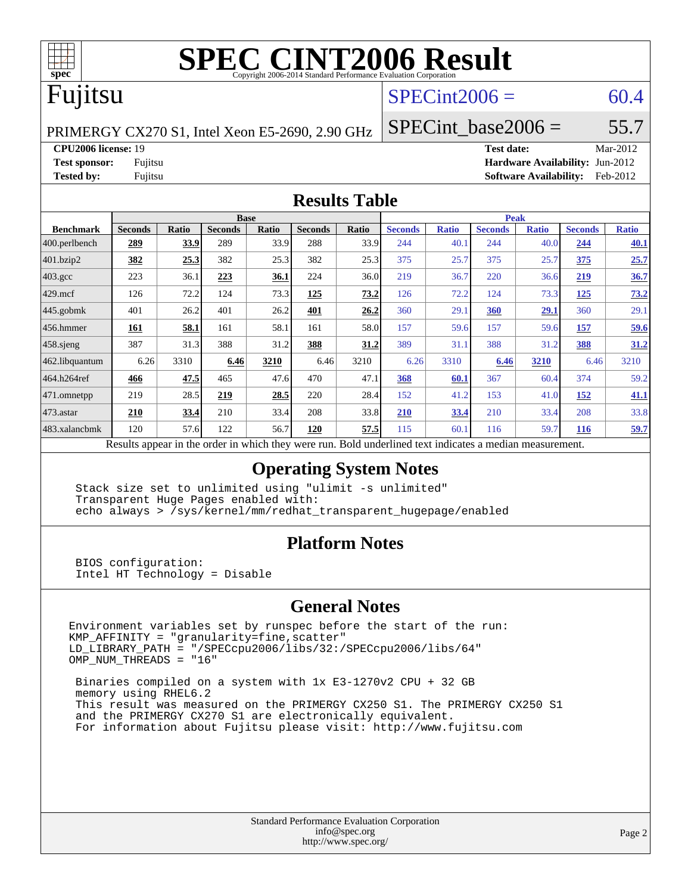# SPEC CINT2006 Result

Copyright 2006-2014 Standard Performance Evaluation Corporation

## Fujitsu

PRIMERGY CX270 S1, Intel Xeon E5-2690, 2.90 GHz

SPECint2006 = 60.4

SPECint_base2006 = 55.7

**CPU2006 license:** 19
**Test sponsor:** Fujitsu
**Tested by:** Fujitsu

**Test date:** Mar-2012
**Hardware Availability:** Jun-2012
**Software Availability:** Feb-2012

## Results Table

| Benchmark | Base | | | | | | Peak | | | | | |
|---|---|---|---|---|---|---|---|---|---|---|---|---|
| | Seconds | Ratio | Seconds | Ratio | Seconds | Ratio | Seconds | Ratio | Seconds | Ratio | Seconds | Ratio |
| 400.perlbench | **289** | **33.9** | 289 | 33.9 | 288 | 33.9 | 244 | 40.1 | 244 | 40.0 | **244** | **40.1** |
| 401.bzip2 | **382** | **25.3** | 382 | 25.3 | 382 | 25.3 | 375 | 25.7 | 375 | 25.7 | **375** | **25.7** |
| 403.gcc | 223 | 36.1 | **223** | **36.1** | 224 | 36.0 | 219 | 36.7 | 220 | 36.6 | **219** | **36.7** |
| 429.mcf | 126 | 72.2 | 124 | 73.3 | **125** | **73.2** | 126 | 72.2 | 124 | 73.3 | **125** | **73.2** |
| 445.gobmk | 401 | 26.2 | 401 | 26.2 | **401** | **26.2** | 360 | 29.1 | **360** | **29.1** | 360 | 29.1 |
| 456.hmmer | **161** | **58.1** | 161 | 58.1 | 161 | 58.0 | 157 | 59.6 | 157 | 59.6 | **157** | **59.6** |
| 458.sjeng | 387 | 31.3 | 388 | 31.2 | **388** | **31.2** | 389 | 31.1 | 388 | 31.2 | **388** | **31.2** |
| 462.libquantum | 6.26 | 3310 | **6.46** | **3210** | 6.46 | 3210 | 6.26 | 3310 | **6.46** | **3210** | 6.46 | 3210 |
| 464.h264ref | **466** | **47.5** | 465 | 47.6 | 470 | 47.1 | **368** | **60.1** | 367 | 60.4 | 374 | 59.2 |
| 471.omnetpp | 219 | 28.5 | **219** | **28.5** | 220 | 28.4 | 152 | 41.2 | 153 | 41.0 | **152** | **41.1** |
| 473.astar | **210** | **33.4** | 210 | 33.4 | 208 | 33.8 | **210** | **33.4** | 210 | 33.4 | 208 | 33.8 |
| 483.xalancbmk | 120 | 57.6 | 122 | 56.7 | **120** | **57.5** | 115 | 60.1 | 116 | 59.7 | **116** | **59.7** |

Results appear in the order in which they were run. Bold underlined text indicates a median measurement.

## Operating System Notes

```
Stack size set to unlimited using "ulimit -s unlimited"
Transparent Huge Pages enabled with:
echo always > /sys/kernel/mm/redhat_transparent_hugepage/enabled
```

## Platform Notes

```
BIOS configuration:
Intel HT Technology = Disable
```

## General Notes

```
Environment variables set by runspec before the start of the run:
KMP_AFFINITY = "granularity=fine,scatter"
LD_LIBRARY_PATH = "/SPECcpu2006/libs/32:/SPECcpu2006/libs/64"
OMP_NUM_THREADS = "16"

Binaries compiled on a system with 1x E3-1270v2 CPU + 32 GB
memory using RHEL6.2
This result was measured on the PRIMERGY CX250 S1. The PRIMERGY CX250 S1
and the PRIMERGY CX270 S1 are electronically equivalent.
For information about Fujitsu please visit: http://www.fujitsu.com
```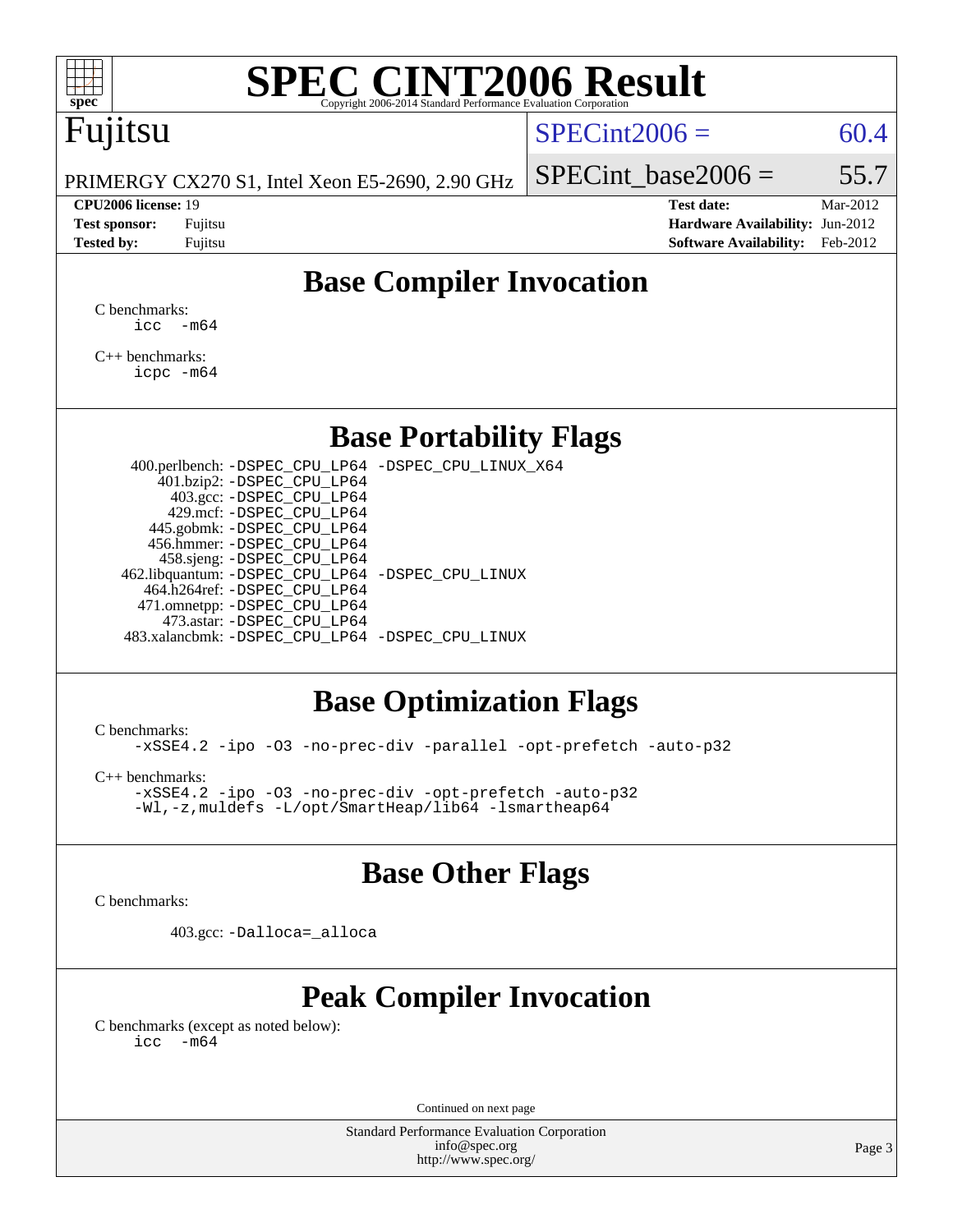# SPEC CINT2006 Result

Copyright 2006-2014 Standard Performance Evaluation Corporation

Fujitsu

PRIMERGY CX270 S1, Intel Xeon E5-2690, 2.90 GHz

SPECint2006 = 60.4

SPECint_base2006 = 55.7

**CPU2006 license:** 19
**Test sponsor:** Fujitsu
**Tested by:** Fujitsu

**Test date:** Mar-2012
**Hardware Availability:** Jun-2012
**Software Availability:** Feb-2012

## Base Compiler Invocation

C benchmarks:
```
icc  -m64
```

C++ benchmarks:
```
icpc -m64
```

## Base Portability Flags

| Benchmark | Flags |
|---|---|
| 400.perlbench: | -DSPEC_CPU_LP64 -DSPEC_CPU_LINUX_X64 |
| 401.bzip2: | -DSPEC_CPU_LP64 |
| 403.gcc: | -DSPEC_CPU_LP64 |
| 429.mcf: | -DSPEC_CPU_LP64 |
| 445.gobmk: | -DSPEC_CPU_LP64 |
| 456.hmmer: | -DSPEC_CPU_LP64 |
| 458.sjeng: | -DSPEC_CPU_LP64 |
| 462.libquantum: | -DSPEC_CPU_LP64 -DSPEC_CPU_LINUX |
| 464.h264ref: | -DSPEC_CPU_LP64 |
| 471.omnetpp: | -DSPEC_CPU_LP64 |
| 473.astar: | -DSPEC_CPU_LP64 |
| 483.xalancbmk: | -DSPEC_CPU_LP64 -DSPEC_CPU_LINUX |

## Base Optimization Flags

C benchmarks:
```
-xSSE4.2 -ipo -O3 -no-prec-div -parallel -opt-prefetch -auto-p32
```

C++ benchmarks:
```
-xSSE4.2 -ipo -O3 -no-prec-div -opt-prefetch -auto-p32
-Wl,-z,muldefs -L/opt/SmartHeap/lib64 -lsmartheap64
```

## Base Other Flags

C benchmarks:

403.gcc: `-Dalloca=_alloca`

## Peak Compiler Invocation

C benchmarks (except as noted below):
```
icc  -m64
```

Continued on next page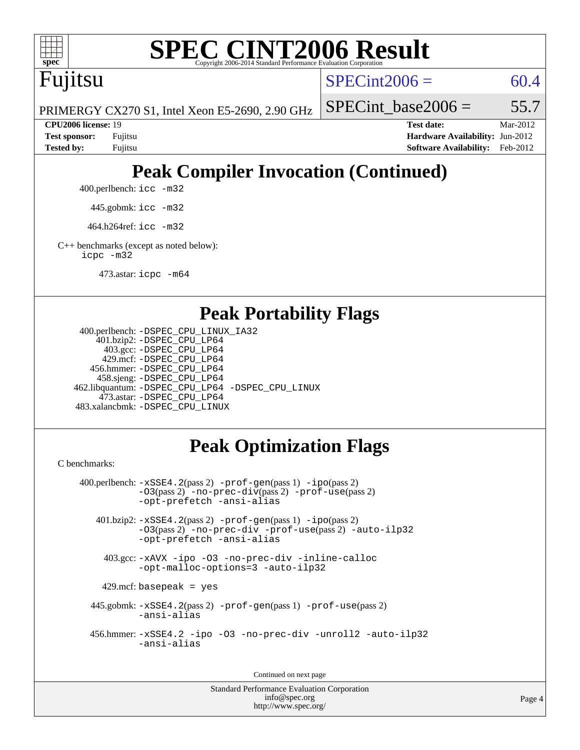## Peak Compiler Invocation (Continued)

400.perlbench: `icc -m32`

445.gobmk: `icc -m32`

464.h264ref: `icc -m32`

C++ benchmarks (except as noted below):
`icpc -m32`

473.astar: `icpc -m64`

## Peak Portability Flags

400.perlbench: `-DSPEC_CPU_LINUX_IA32`
401.bzip2: `-DSPEC_CPU_LP64`
403.gcc: `-DSPEC_CPU_LP64`
429.mcf: `-DSPEC_CPU_LP64`
456.hmmer: `-DSPEC_CPU_LP64`
458.sjeng: `-DSPEC_CPU_LP64`
462.libquantum: `-DSPEC_CPU_LP64 -DSPEC_CPU_LINUX`
473.astar: `-DSPEC_CPU_LP64`
483.xalancbmk: `-DSPEC_CPU_LINUX`

## Peak Optimization Flags

C benchmarks:

400.perlbench: `-xSSE4.2`(pass 2) `-prof-gen`(pass 1) `-ipo`(pass 2) `-O3`(pass 2) `-no-prec-div`(pass 2) `-prof-use`(pass 2) `-opt-prefetch -ansi-alias`

401.bzip2: `-xSSE4.2`(pass 2) `-prof-gen`(pass 1) `-ipo`(pass 2) `-O3`(pass 2) `-no-prec-div -prof-use`(pass 2) `-auto-ilp32 -opt-prefetch -ansi-alias`

403.gcc: `-xAVX -ipo -O3 -no-prec-div -inline-calloc -opt-malloc-options=3 -auto-ilp32`

429.mcf: `basepeak = yes`

445.gobmk: `-xSSE4.2`(pass 2) `-prof-gen`(pass 1) `-prof-use`(pass 2) `-ansi-alias`

456.hmmer: `-xSSE4.2 -ipo -O3 -no-prec-div -unroll2 -auto-ilp32 -ansi-alias`

Continued on next page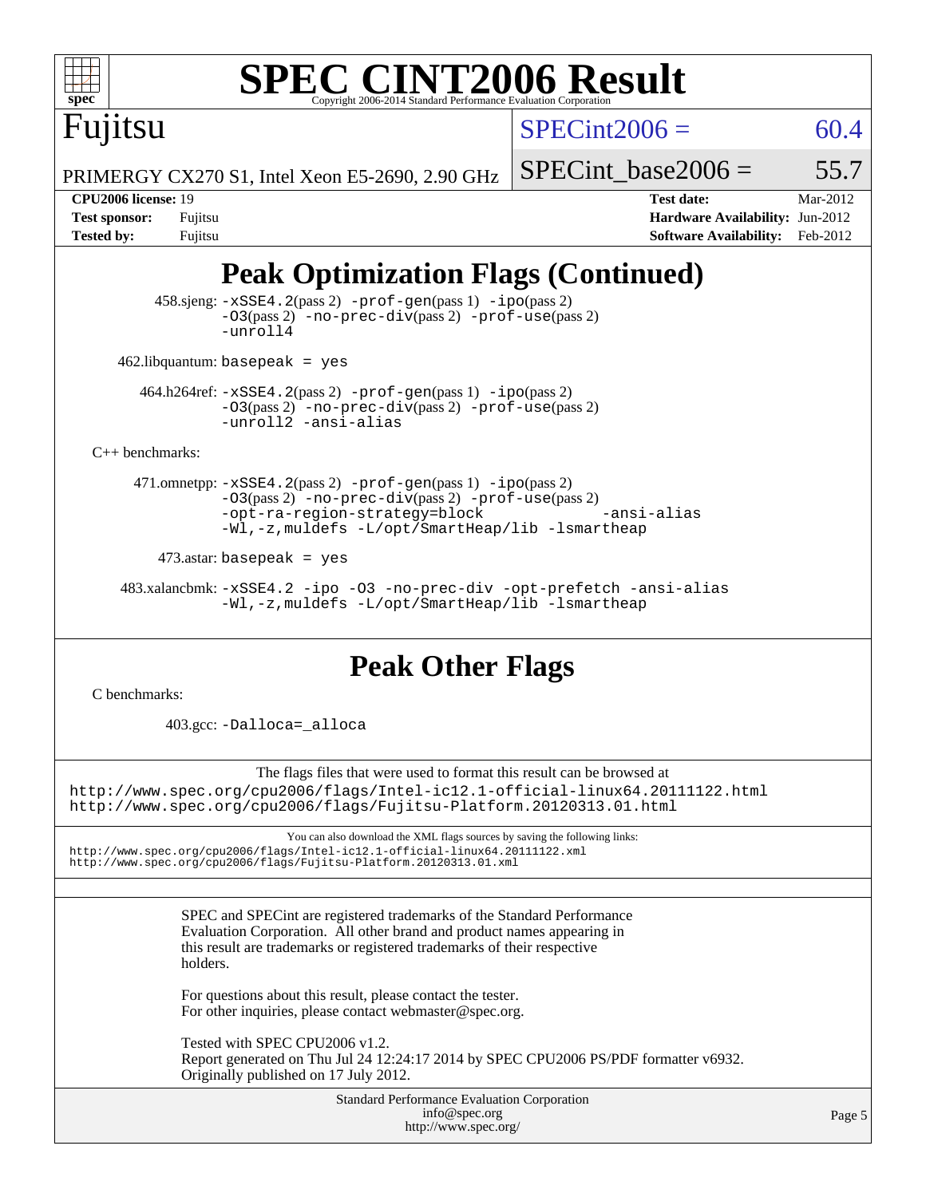# SPEC CINT2006 Result

Copyright 2006-2014 Standard Performance Evaluation Corporation

Fujitsu

PRIMERGY CX270 S1, Intel Xeon E5-2690, 2.90 GHz

SPECint2006 = 60.4

SPECint_base2006 = 55.7

**CPU2006 license:** 19
**Test sponsor:** Fujitsu
**Tested by:** Fujitsu

**Test date:** Mar-2012
**Hardware Availability:** Jun-2012
**Software Availability:** Feb-2012

## Peak Optimization Flags (Continued)

458.sjeng: -xSSE4.2(pass 2) -prof-gen(pass 1) -ipo(pass 2) -O3(pass 2) -no-prec-div(pass 2) -prof-use(pass 2) -unroll4

462.libquantum: basepeak = yes

464.h264ref: -xSSE4.2(pass 2) -prof-gen(pass 1) -ipo(pass 2) -O3(pass 2) -no-prec-div(pass 2) -prof-use(pass 2) -unroll2 -ansi-alias

C++ benchmarks:

471.omnetpp: -xSSE4.2(pass 2) -prof-gen(pass 1) -ipo(pass 2) -O3(pass 2) -no-prec-div(pass 2) -prof-use(pass 2) -opt-ra-region-strategy=block -ansi-alias -Wl,-z,muldefs -L/opt/SmartHeap/lib -lsmartheap

473.astar: basepeak = yes

483.xalancbmk: -xSSE4.2 -ipo -O3 -no-prec-div -opt-prefetch -ansi-alias -Wl,-z,muldefs -L/opt/SmartHeap/lib -lsmartheap

## Peak Other Flags

C benchmarks:

403.gcc: -Dalloca=_alloca

The flags files that were used to format this result can be browsed at
http://www.spec.org/cpu2006/flags/Intel-ic12.1-official-linux64.20111122.html
http://www.spec.org/cpu2006/flags/Fujitsu-Platform.20120313.01.html

You can also download the XML flags sources by saving the following links:
http://www.spec.org/cpu2006/flags/Intel-ic12.1-official-linux64.20111122.xml
http://www.spec.org/cpu2006/flags/Fujitsu-Platform.20120313.01.xml

SPEC and SPECint are registered trademarks of the Standard Performance Evaluation Corporation. All other brand and product names appearing in this result are trademarks or registered trademarks of their respective holders.

For questions about this result, please contact the tester.
For other inquiries, please contact webmaster@spec.org.

Tested with SPEC CPU2006 v1.2.
Report generated on Thu Jul 24 12:24:17 2014 by SPEC CPU2006 PS/PDF formatter v6932.
Originally published on 17 July 2012.

Standard Performance Evaluation Corporation
info@spec.org
http://www.spec.org/